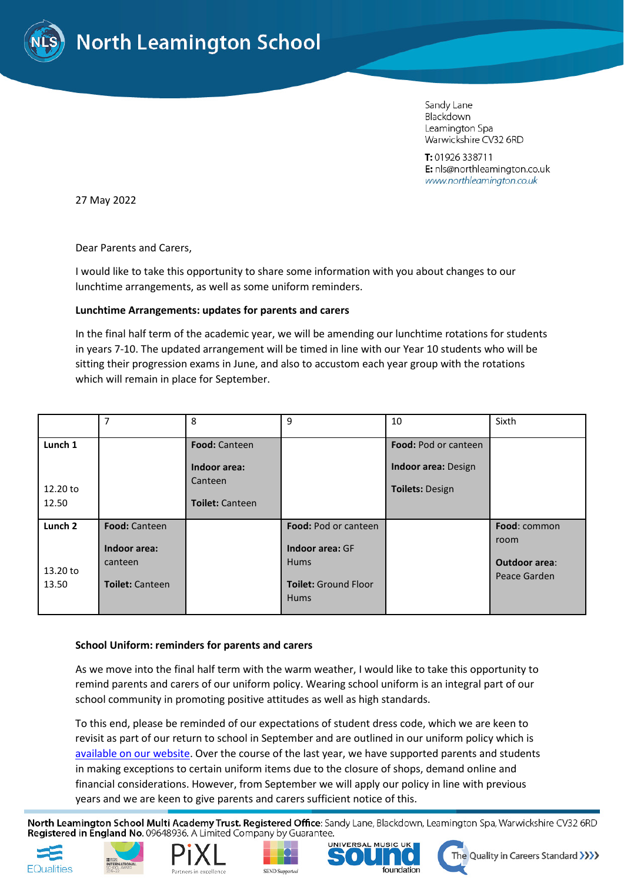# North Leamington School

Sandy Lane
Blackdown
Leamington Spa
Warwickshire CV32 6RD

**T:** 01926 338711
**E:** nls@northleamington.co.uk
www.northleamington.co.uk

27 May 2022

Dear Parents and Carers,

I would like to take this opportunity to share some information with you about changes to our lunchtime arrangements, as well as some uniform reminders.

**Lunchtime Arrangements: updates for parents and carers**

In the final half term of the academic year, we will be amending our lunchtime rotations for students in years 7-10. The updated arrangement will be timed in line with our Year 10 students who will be sitting their progression exams in June, and also to accustom each year group with the rotations which will remain in place for September.

| | 7 | 8 | 9 | 10 | Sixth |
|---|---|---|---|---|---|
| **Lunch 1** 12.20 to 12.50 | | **Food:** Canteen **Indoor area:** Canteen **Toilet:** Canteen | | **Food:** Pod or canteen **Indoor area:** Design **Toilets:** Design | |
| **Lunch 2** 13.20 to 13.50 | **Food:** Canteen **Indoor area:** canteen **Toilet:** Canteen | | **Food:** Pod or canteen **Indoor area:** GF Hums **Toilet:** Ground Floor Hums | | **Food**: common room **Outdoor area**: Peace Garden |

**School Uniform: reminders for parents and carers**

As we move into the final half term with the warm weather, I would like to take this opportunity to remind parents and carers of our uniform policy. Wearing school uniform is an integral part of our school community in promoting positive attitudes as well as high standards.

To this end, please be reminded of our expectations of student dress code, which we are keen to revisit as part of our return to school in September and are outlined in our uniform policy which is available on our website. Over the course of the last year, we have supported parents and students in making exceptions to certain uniform items due to the closure of shops, demand online and financial considerations. However, from September we will apply our policy in line with previous years and we are keen to give parents and carers sufficient notice of this.

**North Leamington School Multi Academy Trust. Registered Office**: Sandy Lane, Blackdown, Leamington Spa, Warwickshire CV32 6RD
**Registered in England No.** 09648936. A Limited Company by Guarantee.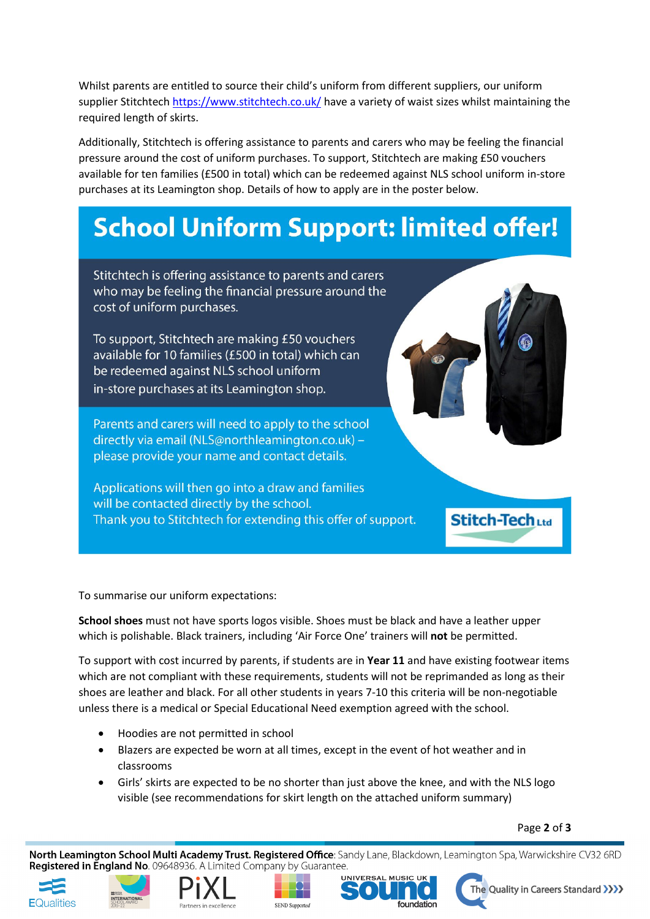Whilst parents are entitled to source their child's uniform from different suppliers, our uniform supplier Stitchtech [https://www.stitchtech.co.uk/](https://www.stitchtech.co.uk/) have a variety of waist sizes whilst maintaining the required length of skirts.

Additionally, Stitchtech is offering assistance to parents and carers who may be feeling the financial pressure around the cost of uniform purchases. To support, Stitchtech are making £50 vouchers available for ten families (£500 in total) which can be redeemed against NLS school uniform in-store purchases at its Leamington shop. Details of how to apply are in the poster below.

# School Uniform Support: limited offer!

Stitchtech is offering assistance to parents and carers who may be feeling the financial pressure around the cost of uniform purchases.

To support, Stitchtech are making £50 vouchers available for 10 families (£500 in total) which can be redeemed against NLS school uniform in-store purchases at its Leamington shop.

Parents and carers will need to apply to the school directly via email (NLS@northleamington.co.uk) – please provide your name and contact details.

Applications will then go into a draw and families will be contacted directly by the school.
Thank you to Stitchtech for extending this offer of support.

Stitch-Tech Ltd

To summarise our uniform expectations:

**School shoes** must not have sports logos visible. Shoes must be black and have a leather upper which is polishable. Black trainers, including 'Air Force One' trainers will **not** be permitted.

To support with cost incurred by parents, if students are in **Year 11** and have existing footwear items which are not compliant with these requirements, students will not be reprimanded as long as their shoes are leather and black. For all other students in years 7-10 this criteria will be non-negotiable unless there is a medical or Special Educational Need exemption agreed with the school.

- Hoodies are not permitted in school
- Blazers are expected be worn at all times, except in the event of hot weather and in classrooms
- Girls' skirts are expected to be no shorter than just above the knee, and with the NLS logo visible (see recommendations for skirt length on the attached uniform summary)

**North Leamington School Multi Academy Trust. Registered Office**: Sandy Lane, Blackdown, Leamington Spa, Warwickshire CV32 6RD
**Registered in England No**. 09648936. A Limited Company by Guarantee.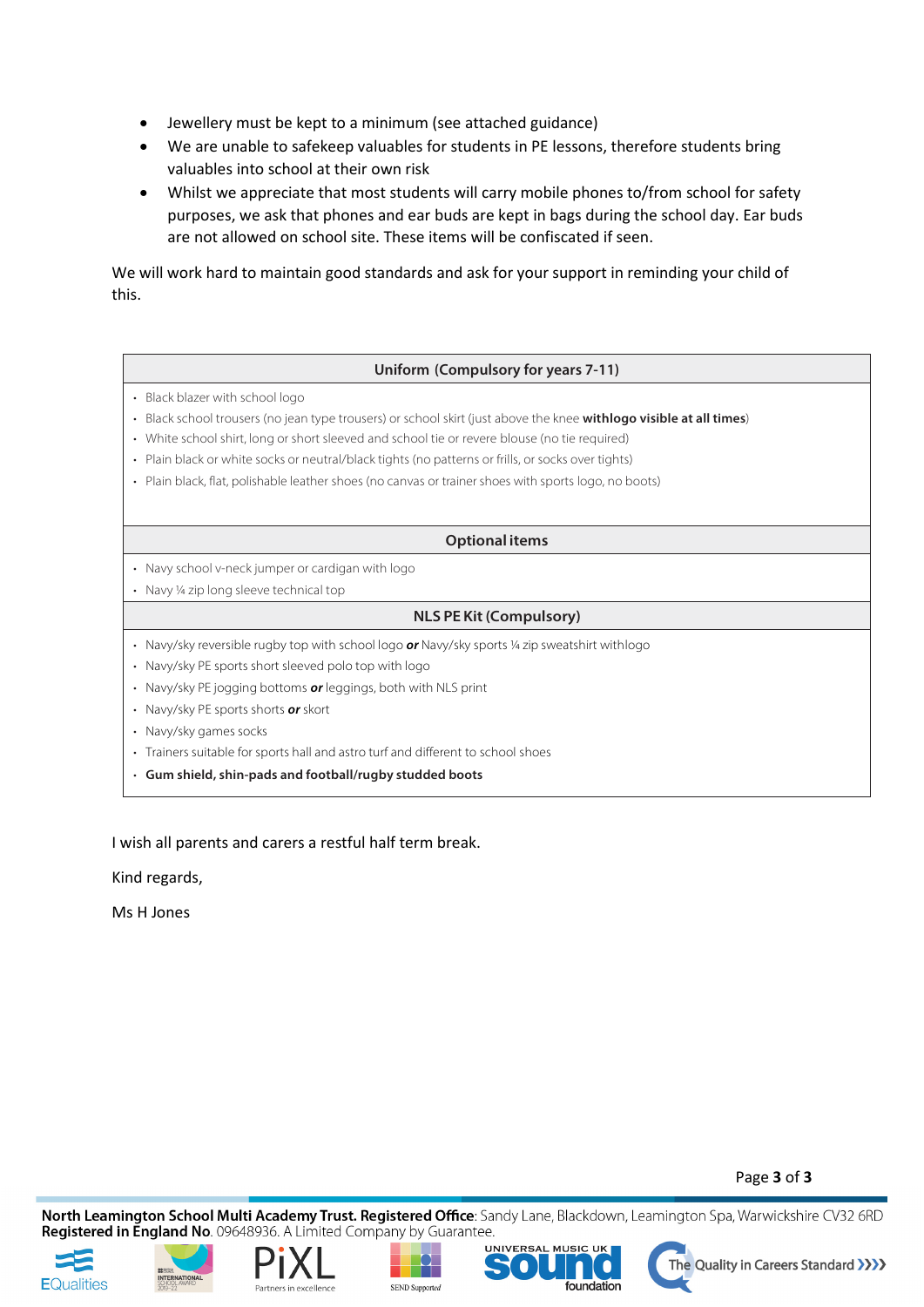- Jewellery must be kept to a minimum (see attached guidance)
- We are unable to safekeep valuables for students in PE lessons, therefore students bring valuables into school at their own risk
- Whilst we appreciate that most students will carry mobile phones to/from school for safety purposes, we ask that phones and ear buds are kept in bags during the school day. Ear buds are not allowed on school site. These items will be confiscated if seen.

We will work hard to maintain good standards and ask for your support in reminding your child of this.

| Uniform (Compulsory for years 7-11) |
|---|
| • Black blazer with school logo<br>• Black school trousers (no jean type trousers) or school skirt (just above the knee **withlogo visible at all times**)<br>• White school shirt, long or short sleeved and school tie or revere blouse (no tie required)<br>• Plain black or white socks or neutral/black tights (no patterns or frills, or socks over tights)<br>• Plain black, flat, polishable leather shoes (no canvas or trainer shoes with sports logo, no boots) |
| **Optional items** |
| • Navy school v-neck jumper or cardigan with logo<br>• Navy ¼ zip long sleeve technical top |
| **NLS PE Kit (Compulsory)** |
| • Navy/sky reversible rugby top with school logo ***or*** Navy/sky sports ¼ zip sweatshirt withlogo<br>• Navy/sky PE sports short sleeved polo top with logo<br>• Navy/sky PE jogging bottoms ***or*** leggings, both with NLS print<br>• Navy/sky PE sports shorts ***or*** skort<br>• Navy/sky games socks<br>• Trainers suitable for sports hall and astro turf and different to school shoes<br>• **Gum shield, shin-pads and football/rugby studded boots** |

I wish all parents and carers a restful half term break.

Kind regards,

Ms H Jones

**North Leamington School Multi Academy Trust. Registered Office**: Sandy Lane, Blackdown, Leamington Spa, Warwickshire CV32 6RD
**Registered in England No**. 09648936. A Limited Company by Guarantee.